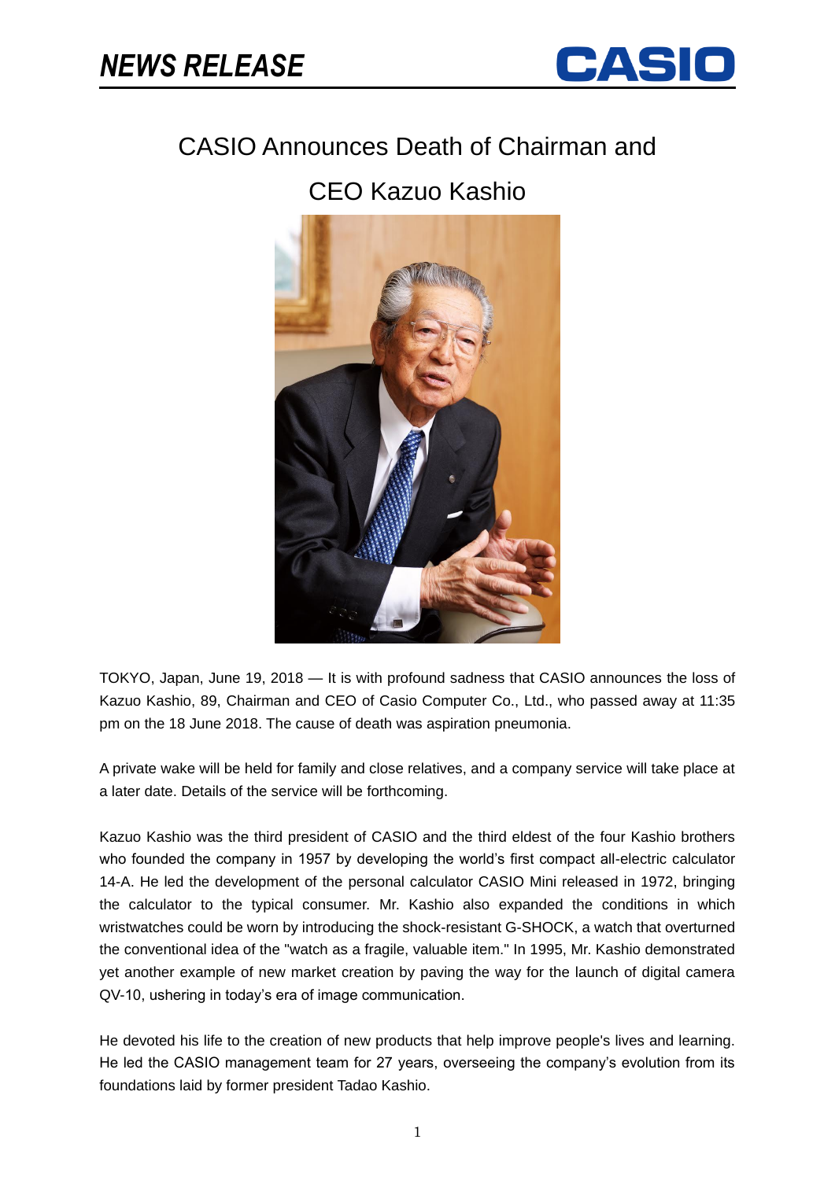# NEWS RELEASE

# CASIO Announces Death of Chairman and CEO Kazuo Kashio

TOKYO, Japan, June 19, 2018 — It is with profound sadness that CASIO announces the loss of Kazuo Kashio, 89, Chairman and CEO of Casio Computer Co., Ltd., who passed away at 11:35 pm on the 18 June 2018. The cause of death was aspiration pneumonia.

A private wake will be held for family and close relatives, and a company service will take place at a later date. Details of the service will be forthcoming.

Kazuo Kashio was the third president of CASIO and the third eldest of the four Kashio brothers who founded the company in 1957 by developing the world's first compact all-electric calculator 14-A. He led the development of the personal calculator CASIO Mini released in 1972, bringing the calculator to the typical consumer. Mr. Kashio also expanded the conditions in which wristwatches could be worn by introducing the shock-resistant G-SHOCK, a watch that overturned the conventional idea of the "watch as a fragile, valuable item." In 1995, Mr. Kashio demonstrated yet another example of new market creation by paving the way for the launch of digital camera QV-10, ushering in today's era of image communication.

He devoted his life to the creation of new products that help improve people's lives and learning. He led the CASIO management team for 27 years, overseeing the company's evolution from its foundations laid by former president Tadao Kashio.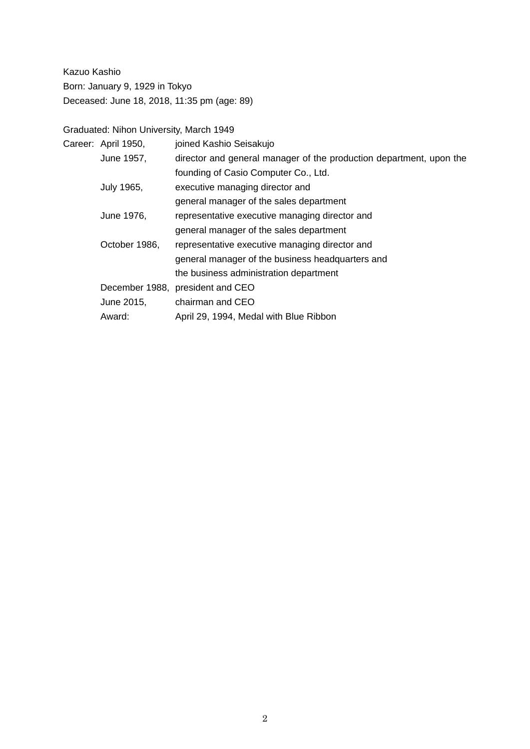Kazuo Kashio

Born: January 9, 1929 in Tokyo

Deceased: June 18, 2018, 11:35 pm (age: 89)

Graduated: Nihon University, March 1949

| | | |
|---|---|---|
| Career: | April 1950, | joined Kashio Seisakujo |
| | June 1957, | director and general manager of the production department, upon the founding of Casio Computer Co., Ltd. |
| | July 1965, | executive managing director and general manager of the sales department |
| | June 1976, | representative executive managing director and general manager of the sales department |
| | October 1986, | representative executive managing director and general manager of the business headquarters and the business administration department |
| | December 1988, | president and CEO |
| | June 2015, | chairman and CEO |
| | Award: | April 29, 1994, Medal with Blue Ribbon |